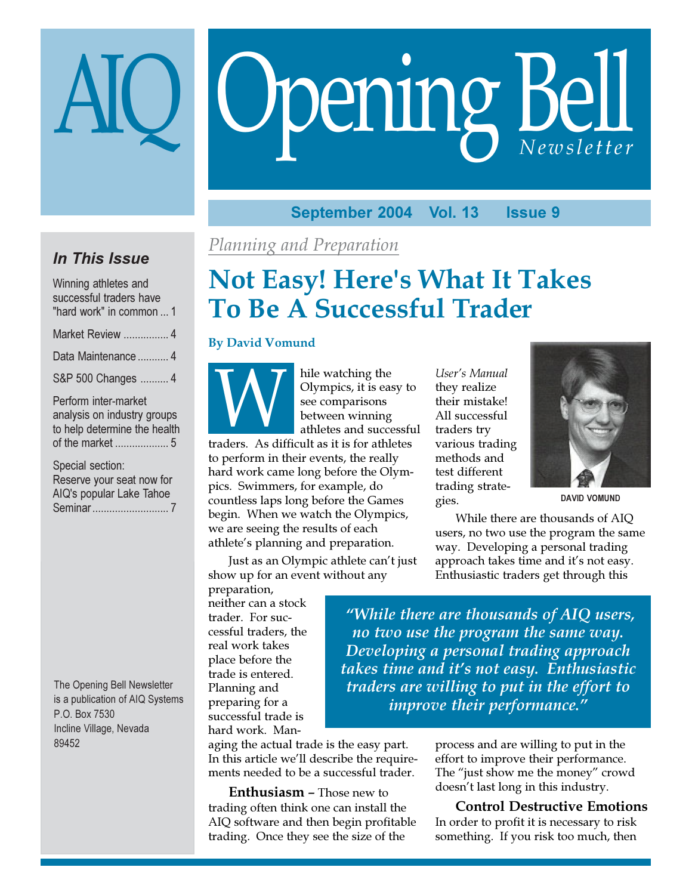# AIQ Opening Bell Newsletter

September 2004 Vol. 13 Issue 9

### In This Issue

Winning athletes and successful traders have "hard work" in common ... 1

Market Review ................ 4

Data Maintenance ........... 4

S&P 500 Changes .......... 4

Perform inter-market analysis on industry groups to help determine the health of the market ................... 5

Special section: Reserve your seat now for AIQ's popular Lake Tahoe Seminar ........................... 7

The Opening Bell Newsletter is a publication of AIQ Systems
P.O. Box 7530
Incline Village, Nevada 89452

*Planning and Preparation*

## Not Easy! Here's What It Takes To Be A Successful Trader

**By David Vomund**

While watching the Olympics, it is easy to see comparisons between winning athletes and successful traders. As difficult as it is for athletes to perform in their events, the really hard work came long before the Olympics. Swimmers, for example, do countless laps long before the Games begin. When we watch the Olympics, we are seeing the results of each athlete's planning and preparation.

Just as an Olympic athlete can't just show up for an event without any preparation, neither can a stock trader. For successful traders, the real work takes place before the trade is entered. Planning and preparing for a successful trade is hard work. Managing the actual trade is the easy part. In this article we'll describe the requirements needed to be a successful trader.

**Enthusiasm** – Those new to trading often think one can install the AIQ software and then begin profitable trading. Once they see the size of the *User's Manual* they realize their mistake! All successful traders try various trading methods and test different trading strategies.

DAVID VOMUND

While there are thousands of AIQ users, no two use the program the same way. Developing a personal trading approach takes time and it's not easy. Enthusiastic traders get through this process and are willing to put in the effort to improve their performance. The "just show me the money" crowd doesn't last long in this industry.

> *"While there are thousands of AIQ users, no two use the program the same way. Developing a personal trading approach takes time and it's not easy. Enthusiastic traders are willing to put in the effort to improve their performance."*

**Control Destructive Emotions**

In order to profit it is necessary to risk something. If you risk too much, then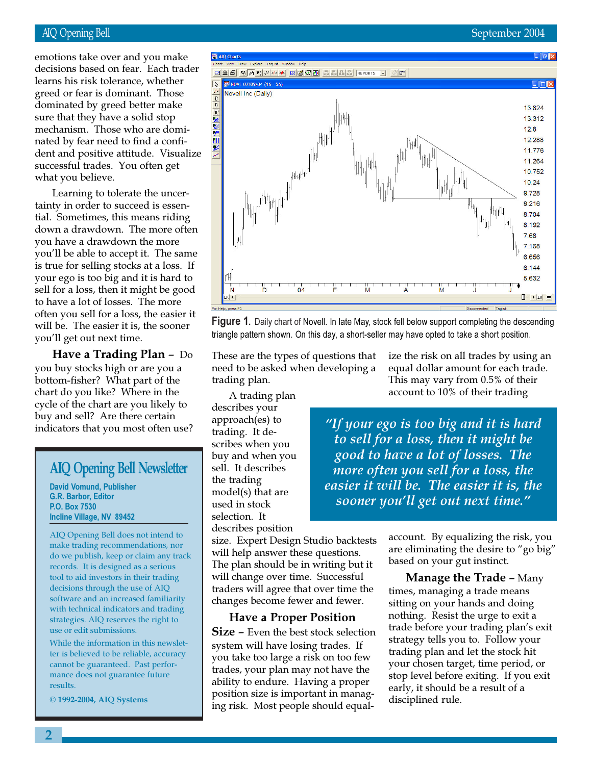emotions take over and you make decisions based on fear. Each trader learns his risk tolerance, whether greed or fear is dominant. Those dominated by greed better make sure that they have a solid stop mechanism. Those who are dominated by fear need to find a confident and positive attitude. Visualize successful trades. You often get what you believe.

Learning to tolerate the uncertainty in order to succeed is essential. Sometimes, this means riding down a drawdown. The more often you have a drawdown the more you'll be able to accept it. The same is true for selling stocks at a loss. If your ego is too big and it is hard to sell for a loss, then it might be good to have a lot of losses. The more often you sell for a loss, the easier it will be. The easier it is, the sooner you'll get out next time.

**Have a Trading Plan –** Do you buy stocks high or are you a bottom-fisher? What part of the chart do you like? Where in the cycle of the chart are you likely to buy and sell? Are there certain indicators that you most often use? These are the types of questions that need to be asked when developing a trading plan.

A trading plan describes your approach(es) to trading. It describes when you buy and when you sell. It describes the trading model(s) that are used in stock selection. It describes position size. Expert Design Studio backtests will help answer these questions. The plan should be in writing but it will change over time. Successful traders will agree that over time the changes become fewer and fewer.

**Have a Proper Position Size –** Even the best stock selection system will have losing trades. If you take too large a risk on too few trades, your plan may not have the ability to endure. Having a proper position size is important in managing risk. Most people should equalize the risk on all trades by using an equal dollar amount for each trade. This may vary from 0.5% of their account to 10% of their trading account. By equalizing the risk, you are eliminating the desire to "go big" based on your gut instinct.

> *"If your ego is too big and it is hard to sell for a loss, then it might be good to have a lot of losses. The more often you sell for a loss, the easier it will be. The easier it is, the sooner you'll get out next time."*

**Manage the Trade –** Many times, managing a trade means sitting on your hands and doing nothing. Resist the urge to exit a trade before your trading plan's exit strategy tells you to. Follow your trading plan and let the stock hit your chosen target, time period, or stop level before exiting. If you exit early, it should be a result of a disciplined rule.

**Figure 1.** Daily chart of Novell. In late May, stock fell below support completing the descending triangle pattern shown. On this day, a short-seller may have opted to take a short position.

## AIQ Opening Bell Newsletter

**David Vomund, Publisher**
**G.R. Barbor, Editor**
**P.O. Box 7530**
**Incline Village, NV 89452**

AIQ Opening Bell does not intend to make trading recommendations, nor do we publish, keep or claim any track records. It is designed as a serious tool to aid investors in their trading decisions through the use of AIQ software and an increased familiarity with technical indicators and trading strategies. AIQ reserves the right to use or edit submissions.

While the information in this newsletter is believed to be reliable, accuracy cannot be guaranteed. Past performance does not guarantee future results.

**© 1992-2004, AIQ Systems**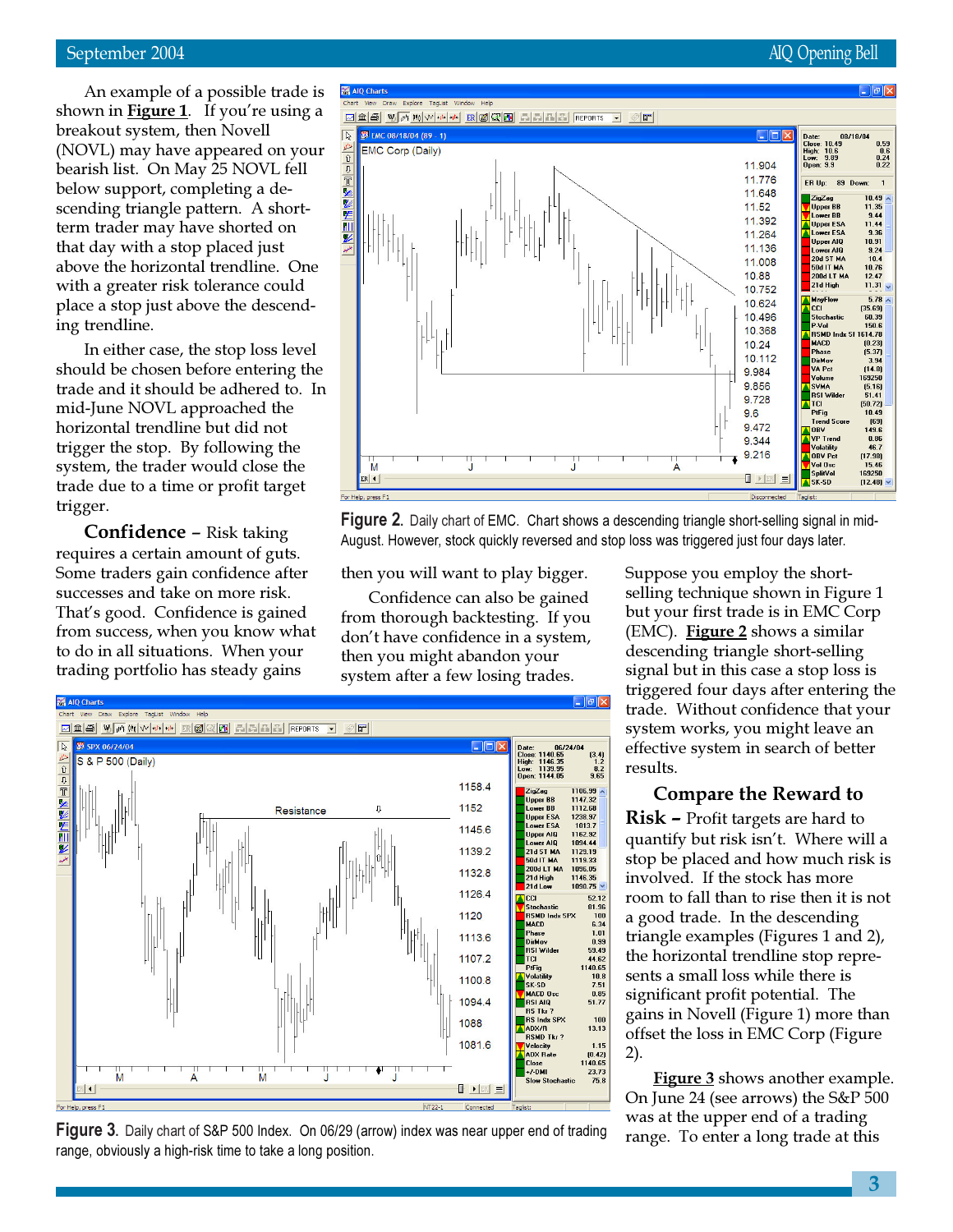An example of a possible trade is shown in **Figure 1**. If you're using a breakout system, then Novell (NOVL) may have appeared on your bearish list. On May 25 NOVL fell below support, completing a descending triangle pattern. A short-term trader may have shorted on that day with a stop placed just above the horizontal trendline. One with a greater risk tolerance could place a stop just above the descending trendline.

In either case, the stop loss level should be chosen before entering the trade and it should be adhered to. In mid-June NOVL approached the horizontal trendline but did not trigger the stop. By following the system, the trader would close the trade due to a time or profit target trigger.

**Confidence –** Risk taking requires a certain amount of guts. Some traders gain confidence after successes and take on more risk. That's good. Confidence is gained from success, when you know what to do in all situations. When your trading portfolio has steady gains then you will want to play bigger.

Confidence can also be gained from thorough backtesting. If you don't have confidence in a system, then you might abandon your system after a few losing trades.

**Figure 2.** Daily chart of EMC. Chart shows a descending triangle short-selling signal in mid-August. However, stock quickly reversed and stop loss was triggered just four days later.

Suppose you employ the short-selling technique shown in Figure 1 but your first trade is in EMC Corp (EMC). **Figure 2** shows a similar descending triangle short-selling signal but in this case a stop loss is triggered four days after entering the trade. Without confidence that your system works, you might leave an effective system in search of better results.

## Compare the Reward to Risk –

Profit targets are hard to quantify but risk isn't. Where will a stop be placed and how much risk is involved. If the stock has more room to fall than to rise then it is not a good trade. In the descending triangle examples (Figures 1 and 2), the horizontal trendline stop represents a small loss while there is significant profit potential. The gains in Novell (Figure 1) more than offset the loss in EMC Corp (Figure 2).

**Figure 3** shows another example. On June 24 (see arrows) the S&P 500 was at the upper end of a trading range. To enter a long trade at this

**Figure 3.** Daily chart of S&P 500 Index. On 06/29 (arrow) index was near upper end of trading range, obviously a high-risk time to take a long position.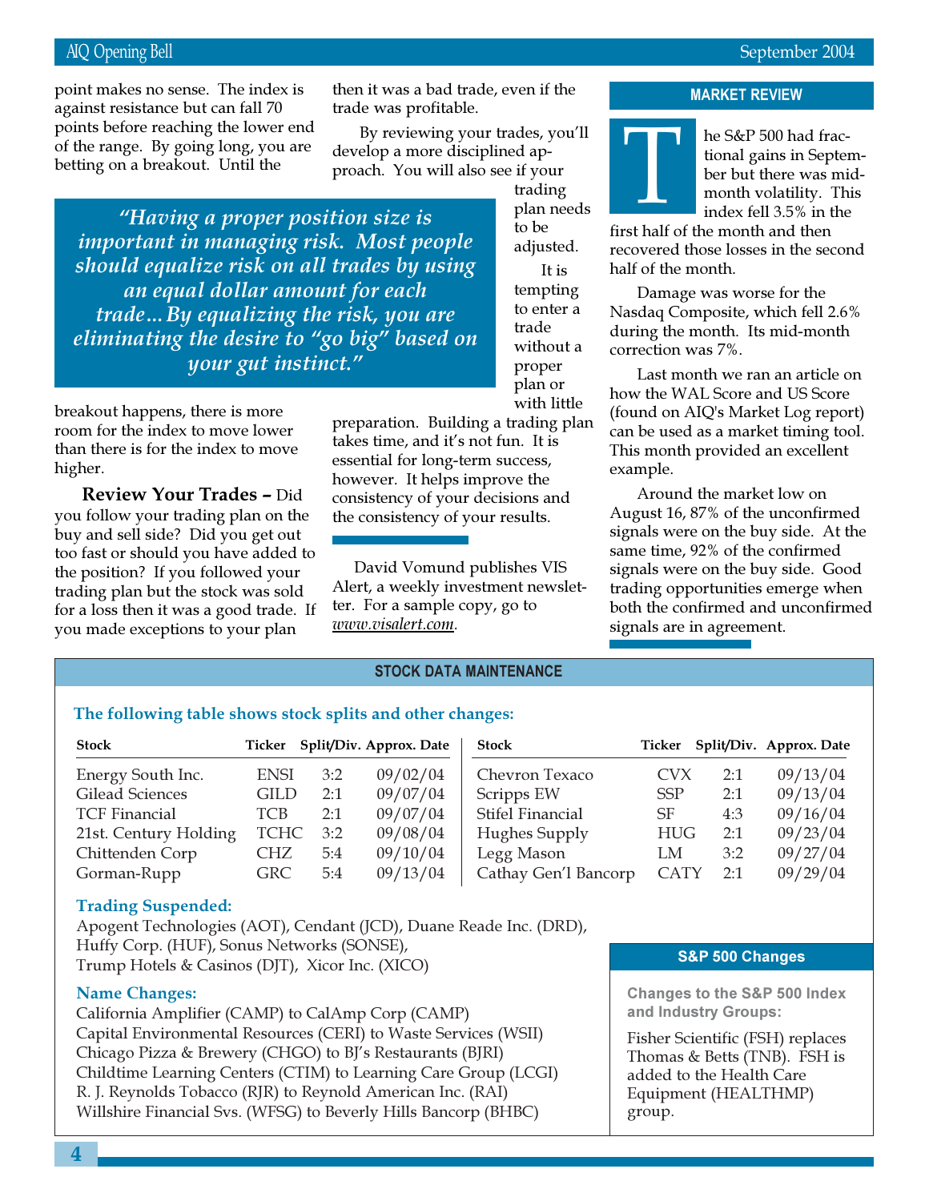point makes no sense. The index is against resistance but can fall 70 points before reaching the lower end of the range. By going long, you are betting on a breakout. Until the breakout happens, there is more room for the index to move lower than there is for the index to move higher.

> *"Having a proper position size is important in managing risk. Most people should equalize risk on all trades by using an equal dollar amount for each trade…By equalizing the risk, you are eliminating the desire to "go big" based on your gut instinct."*

**Review Your Trades –** Did you follow your trading plan on the buy and sell side? Did you get out too fast or should you have added to the position? If you followed your trading plan but the stock was sold for a loss then it was a good trade. If you made exceptions to your plan then it was a bad trade, even if the trade was profitable.

By reviewing your trades, you'll develop a more disciplined approach. You will also see if your trading plan needs to be adjusted.

It is tempting to enter a trade without a proper plan or with little preparation. Building a trading plan takes time, and it's not fun. It is essential for long-term success, however. It helps improve the consistency of your decisions and the consistency of your results.

David Vomund publishes VIS Alert, a weekly investment newsletter. For a sample copy, go to *www.visalert.com*.

## MARKET REVIEW

The S&P 500 had fractional gains in September but there was mid-month volatility. This index fell 3.5% in the first half of the month and then recovered those losses in the second half of the month.

Damage was worse for the Nasdaq Composite, which fell 2.6% during the month. Its mid-month correction was 7%.

Last month we ran an article on how the WAL Score and US Score (found on AIQ's Market Log report) can be used as a market timing tool. This month provided an excellent example.

Around the market low on August 16, 87% of the unconfirmed signals were on the buy side. At the same time, 92% of the confirmed signals were on the buy side. Good trading opportunities emerge when both the confirmed and unconfirmed signals are in agreement.

## STOCK DATA MAINTENANCE

**The following table shows stock splits and other changes:**

| Stock | Ticker | Split/Div. | Approx. Date |
|---|---|---|---|
| Energy South Inc. | ENSI | 3:2 | 09/02/04 |
| Gilead Sciences | GILD | 2:1 | 09/07/04 |
| TCF Financial | TCB | 2:1 | 09/07/04 |
| 21st. Century Holding | TCHC | 3:2 | 09/08/04 |
| Chittenden Corp | CHZ | 5:4 | 09/10/04 |
| Gorman-Rupp | GRC | 5:4 | 09/13/04 |
| Chevron Texaco | CVX | 2:1 | 09/13/04 |
| Scripps EW | SSP | 2:1 | 09/13/04 |
| Stifel Financial | SF | 4:3 | 09/16/04 |
| Hughes Supply | HUG | 2:1 | 09/23/04 |
| Legg Mason | LM | 3:2 | 09/27/04 |
| Cathay Gen'l Bancorp | CATY | 2:1 | 09/29/04 |

**Trading Suspended:**

Apogent Technologies (AOT), Cendant (JCD), Duane Reade Inc. (DRD), Huffy Corp. (HUF), Sonus Networks (SONSE), Trump Hotels & Casinos (DJT), Xicor Inc. (XICO)

**Name Changes:**

California Amplifier (CAMP) to CalAmp Corp (CAMP)
Capital Environmental Resources (CERI) to Waste Services (WSII)
Chicago Pizza & Brewery (CHGO) to BJ's Restaurants (BJRI)
Childtime Learning Centers (CTIM) to Learning Care Group (LCGI)
R. J. Reynolds Tobacco (RJR) to Reynold American Inc. (RAI)
Willshire Financial Svs. (WFSG) to Beverly Hills Bancorp (BHBC)

## S&P 500 Changes

**Changes to the S&P 500 Index and Industry Groups:**

Fisher Scientific (FSH) replaces Thomas & Betts (TNB). FSH is added to the Health Care Equipment (HEALTHMP) group.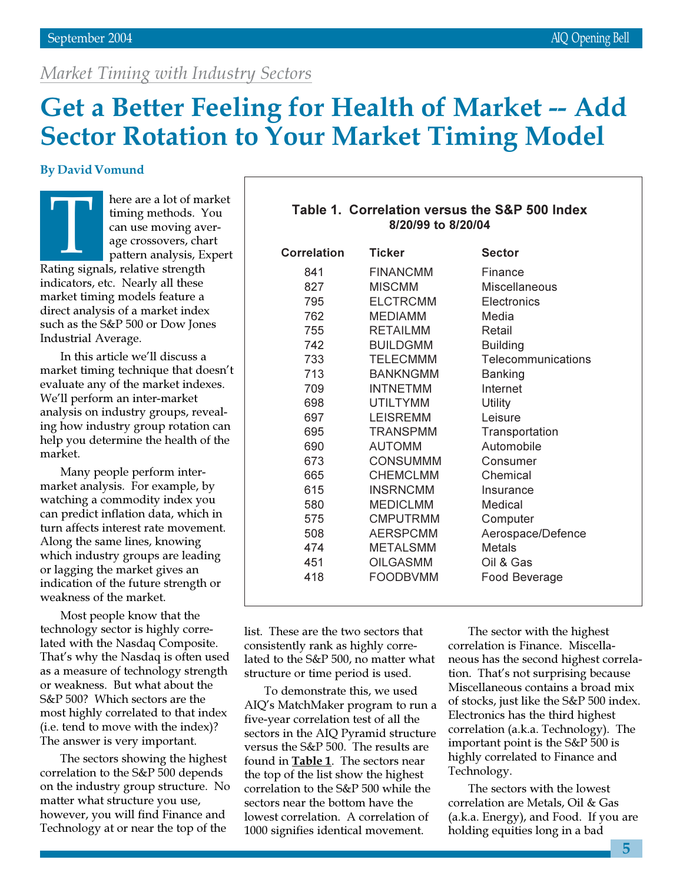*Market Timing with Industry Sectors*

# Get a Better Feeling for Health of Market -- Add Sector Rotation to Your Market Timing Model

**By David Vomund**

There are a lot of market timing methods. You can use moving average crossovers, chart pattern analysis, Expert Rating signals, relative strength indicators, etc. Nearly all these market timing models feature a direct analysis of a market index such as the S&P 500 or Dow Jones Industrial Average.

In this article we'll discuss a market timing technique that doesn't evaluate any of the market indexes. We'll perform an inter-market analysis on industry groups, revealing how industry group rotation can help you determine the health of the market.

Many people perform inter-market analysis. For example, by watching a commodity index you can predict inflation data, which in turn affects interest rate movement. Along the same lines, knowing which industry groups are leading or lagging the market gives an indication of the future strength or weakness of the market.

Most people know that the technology sector is highly correlated with the Nasdaq Composite. That's why the Nasdaq is often used as a measure of technology strength or weakness. But what about the S&P 500? Which sectors are the most highly correlated to that index (i.e. tend to move with the index)? The answer is very important.

The sectors showing the highest correlation to the S&P 500 depends on the industry group structure. No matter what structure you use, however, you will find Finance and Technology at or near the top of the list. These are the two sectors that consistently rank as highly correlated to the S&P 500, no matter what structure or time period is used.

To demonstrate this, we used AIQ's MatchMaker program to run a five-year correlation test of all the sectors in the AIQ Pyramid structure versus the S&P 500. The results are found in **Table 1**. The sectors near the top of the list show the highest correlation to the S&P 500 while the sectors near the bottom have the lowest correlation. A correlation of 1000 signifies identical movement.

**Table 1. Correlation versus the S&P 500 Index**
**8/20/99 to 8/20/04**

| Correlation | Ticker | Sector |
|---|---|---|
| 841 | FINANCMM | Finance |
| 827 | MISCMM | Miscellaneous |
| 795 | ELCTRCMM | Electronics |
| 762 | MEDIAMM | Media |
| 755 | RETAILMM | Retail |
| 742 | BUILDGMM | Building |
| 733 | TELECMMM | Telecommunications |
| 713 | BANKNGMM | Banking |
| 709 | INTNETMM | Internet |
| 698 | UTILTYMM | Utility |
| 697 | LEISREMM | Leisure |
| 695 | TRANSPMM | Transportation |
| 690 | AUTOMM | Automobile |
| 673 | CONSUMMM | Consumer |
| 665 | CHEMCLMM | Chemical |
| 615 | INSRNCMM | Insurance |
| 580 | MEDICLMM | Medical |
| 575 | CMPUTRMM | Computer |
| 508 | AERSPCMM | Aerospace/Defence |
| 474 | METALSMM | Metals |
| 451 | OILGASMM | Oil & Gas |
| 418 | FOODBVMM | Food Beverage |

The sector with the highest correlation is Finance. Miscellaneous has the second highest correlation. That's not surprising because Miscellaneous contains a broad mix of stocks, just like the S&P 500 index. Electronics has the third highest correlation (a.k.a. Technology). The important point is the S&P 500 is highly correlated to Finance and Technology.

The sectors with the lowest correlation are Metals, Oil & Gas (a.k.a. Energy), and Food. If you are holding equities long in a bad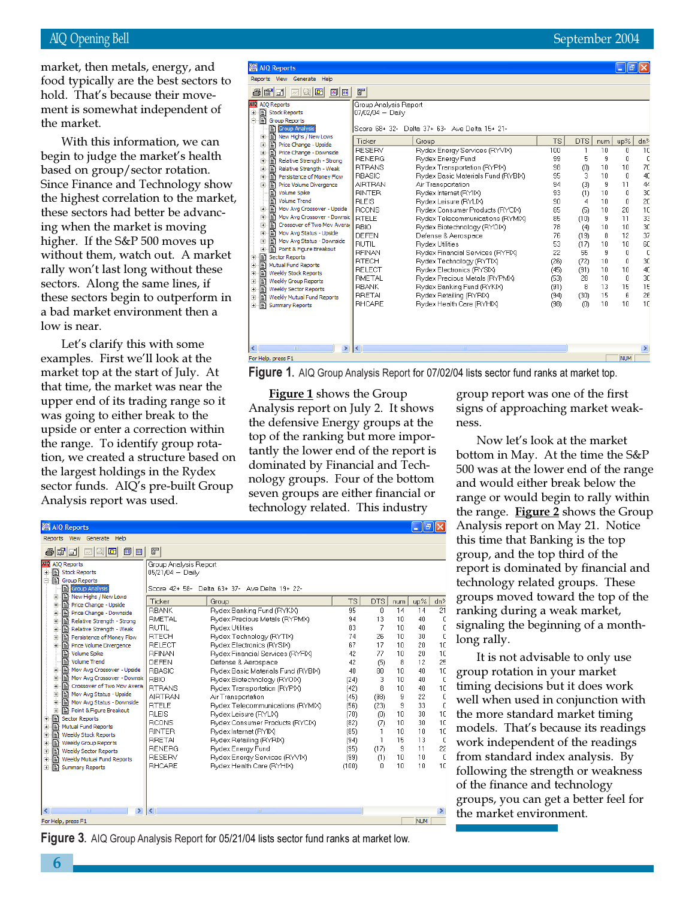market, then metals, energy, and food typically are the best sectors to hold. That's because their movement is somewhat independent of the market.

With this information, we can begin to judge the market's health based on group/sector rotation. Since Finance and Technology show the highest correlation to the market, these sectors had better be advancing when the market is moving higher. If the S&P 500 moves up without them, watch out. A market rally won't last long without these sectors. Along the same lines, if these sectors begin to outperform in a bad market environment then a low is near.

Let's clarify this with some examples. First we'll look at the market top at the start of July. At that time, the market was near the upper end of its trading range so it was going to either break to the upside or enter a correction within the range. To identify group rotation, we created a structure based on the largest holdings in the Rydex sector funds. AIQ's pre-built Group Analysis report was used.

Group Analysis Report
07/02/04 – Daily

Score 68+ 32- Delta 37+ 63- Ave Delta 15+ 21-

| Ticker | Group | TS | DTS | num | up% | dn% |
|---|---|---|---|---|---|---|
| RESERV | Rydex Energy Services (RYVIX) | 100 | 1 | 10 | 0 | 10 |
| RENERG | Rydex Energy Fund | 99 | 5 | 9 | 0 | 0 |
| RTRANS | Rydex Transportation (RYPIX) | 96 | (0) | 10 | 10 | 70 |
| RBASIC | Rydex Basic Materials Fund (RYBIX) | 95 | 3 | 10 | 0 | 40 |
| AIRTRAN | Air Transportation | 94 | (3) | 9 | 11 | 44 |
| RINTER | Rydex Internet (RYIIX) | 93 | (1) | 10 | 0 | 30 |
| RLEIS | Rydex Leisure (RYLIX) | 90 | 4 | 10 | 0 | 20 |
| RCONS | Rydex Consumer Products (RYCIX) | 85 | (5) | 10 | 20 | 10 |
| RTELE | Rydex Telecommunications (RYMIX) | 85 | (10) | 9 | 11 | 33 |
| RBIO | Rydex Biotechnology (RYOIX) | 78 | (4) | 10 | 10 | 30 |
| DEFEN | Defense & Aerospace | 76 | (19) | 8 | 12 | 37 |
| RUTIL | Rydex Utilities | 53 | (17) | 10 | 10 | 60 |
| RFINAN | Rydex Financial Services (RYFIX) | 22 | 55 | 9 | 0 | 0 |
| RTECH | Rydex Technology (RYTIX) | (26) | (72) | 10 | 0 | 30 |
| RELECT | Rydex Electronics (RYSIX) | (45) | (31) | 10 | 10 | 40 |
| RMETAL | Rydex Precious Metals (RYPMX) | (53) | 28 | 10 | 0 | 30 |
| RBANK | Rydex Banking Fund (RYKIX) | (91) | 8 | 13 | 15 | 15 |
| RRETAI | Rydex Retailing (RYRIX) | (94) | (30) | 15 | 6 | 26 |
| RHCARE | Rydex Health Care (RYHIX) | (98) | (0) | 10 | 10 | 10 |

**Figure 1.** AIQ Group Analysis Report for 07/02/04 lists sector fund ranks at market top.

**Figure 1** shows the Group Analysis report on July 2. It shows the defensive Energy groups at the top of the ranking but more importantly the lower end of the report is dominated by Financial and Technology groups. Four of the bottom seven groups are either financial or technology related. This industry group report was one of the first signs of approaching market weakness.

Now let's look at the market bottom in May. At the time the S&P 500 was at the lower end of the range and would either break below the range or would begin to rally within the range. **Figure 2** shows the Group Analysis report on May 21. Notice this time that Banking is the top group, and the top third of the report is dominated by financial and technology related groups. These groups moved toward the top of the ranking during a weak market, signaling the beginning of a month-long rally.

It is not advisable to only use group rotation in your market timing decisions but it does work well when used in conjunction with the more standard market timing models. That's because its readings work independent of the readings from standard index analysis. By following the strength or weakness of the finance and technology groups, you can get a better feel for the market environment.

Group Analysis Report
05/21/04 – Daily

Score 42+ 58- Delta 63+ 37- Ave Delta 19+ 22-

| Ticker | Group | TS | DTS | num | up% | dn% |
|---|---|---|---|---|---|---|
| RBANK | Rydex Banking Fund (RYKIX) | 95 | 0 | 14 | 14 | 21 |
| RMETAL | Rydex Precious Metals (RYPMX) | 94 | 13 | 10 | 40 | 0 |
| RUTIL | Rydex Utilities | 83 | 7 | 10 | 40 | 0 |
| RTECH | Rydex Technology (RYTIX) | 74 | 26 | 10 | 30 | 0 |
| RELECT | Rydex Electronics (RYSIX) | 67 | 17 | 10 | 20 | 10 |
| RFINAN | Rydex Financial Services (RYFIX) | 42 | 77 | 10 | 20 | 10 |
| DEFEN | Defense & Aerospace | 42 | (5) | 8 | 12 | 25 |
| RBASIC | Rydex Basic Materials Fund (RYBIX) | 40 | 80 | 10 | 40 | 10 |
| RBIO | Rydex Biotechnology (RYOIX) | (24) | 3 | 10 | 40 | 0 |
| RTRANS | Rydex Transportation (RYPIX) | (42) | 8 | 10 | 40 | 10 |
| AIRTRAN | Air Transportation | (45) | (98) | 9 | 22 | 0 |
| RTELE | Rydex Telecommunications (RYMIX) | (56) | (23) | 9 | 33 | 0 |
| RLEIS | Rydex Leisure (RYLIX) | (70) | (0) | 10 | 30 | 10 |
| RCONS | Rydex Consumer Products (RYCIX) | (82) | (7) | 10 | 30 | 10 |
| RINTER | Rydex Internet (RYIIX) | (85) | 1 | 10 | 10 | 10 |
| RRETAI | Rydex Retailing (RYRIX) | (94) | 1 | 15 | 13 | 0 |
| RENERG | Rydex Energy Fund | (95) | (17) | 9 | 11 | 22 |
| RESERV | Rydex Energy Services (RYVIX) | (99) | (1) | 10 | 10 | 0 |
| RHCARE | Rydex Health Care (RYHIX) | (100) | 0 | 10 | 10 | 10 |

**Figure 3.** AIQ Group Analysis Report for 05/21/04 lists sector fund ranks at market low.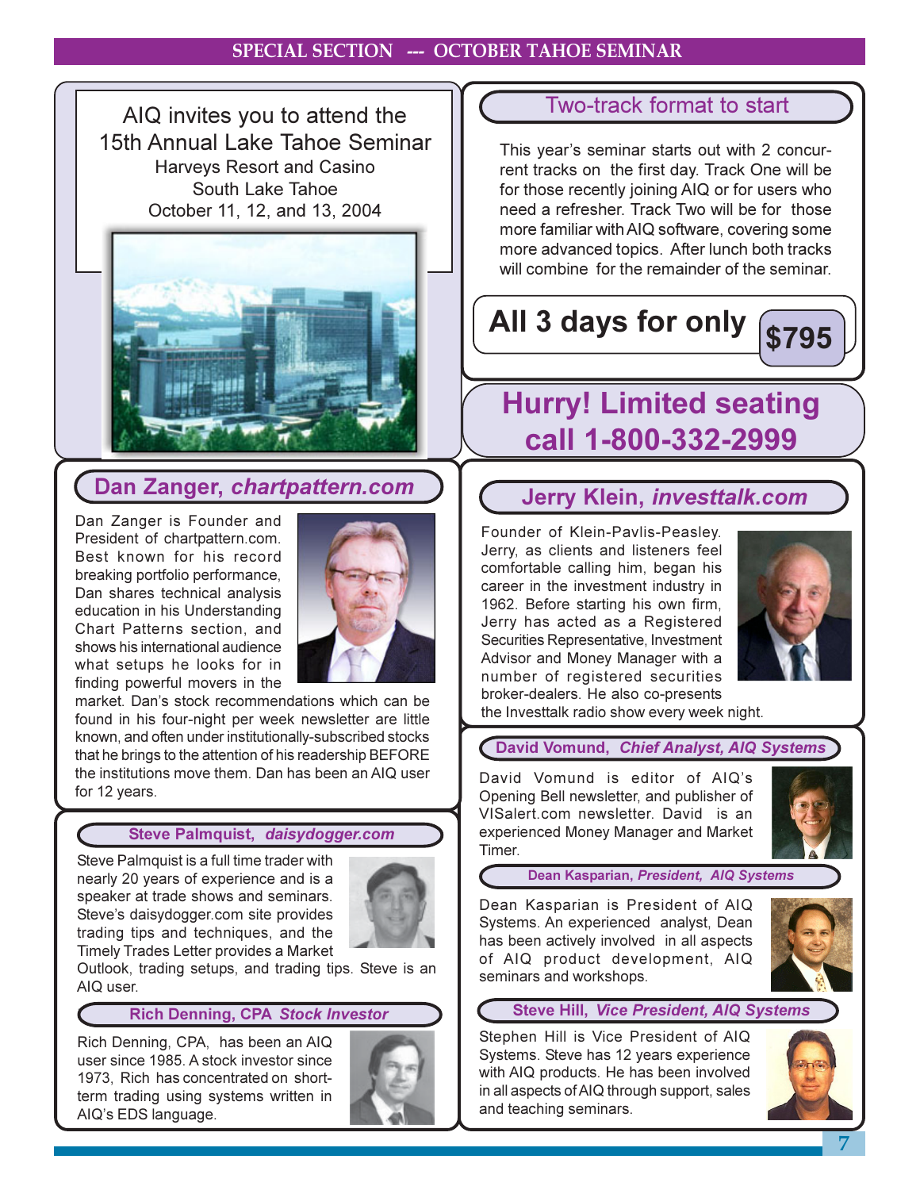## SPECIAL SECTION --- OCTOBER TAHOE SEMINAR

AIQ invites you to attend the
15th Annual Lake Tahoe Seminar
Harveys Resort and Casino
South Lake Tahoe
October 11, 12, and 13, 2004

### Two-track format to start

This year's seminar starts out with 2 concurrent tracks on the first day. Track One will be for those recently joining AIQ or for users who need a refresher. Track Two will be for those more familiar with AIQ software, covering some more advanced topics. After lunch both tracks will combine for the remainder of the seminar.

**All 3 days for only $795**

**Hurry! Limited seating call 1-800-332-2999**

### Dan Zanger, *chartpattern.com*

Dan Zanger is Founder and President of chartpattern.com. Best known for his record breaking portfolio performance, Dan shares technical analysis education in his Understanding Chart Patterns section, and shows his international audience what setups he looks for in finding powerful movers in the market. Dan's stock recommendations which can be found in his four-night per week newsletter are little known, and often under institutionally-subscribed stocks that he brings to the attention of his readership BEFORE the institutions move them. Dan has been an AIQ user for 12 years.

### Steve Palmquist, *daisydogger.com*

Steve Palmquist is a full time trader with nearly 20 years of experience and is a speaker at trade shows and seminars. Steve's daisydogger.com site provides trading tips and techniques, and the Timely Trades Letter provides a Market Outlook, trading setups, and trading tips. Steve is an AIQ user.

### Rich Denning, CPA *Stock Investor*

Rich Denning, CPA, has been an AIQ user since 1985. A stock investor since 1973, Rich has concentrated on short-term trading using systems written in AIQ's EDS language.

### Jerry Klein, *investtalk.com*

Founder of Klein-Pavlis-Peasley. Jerry, as clients and listeners feel comfortable calling him, began his career in the investment industry in 1962. Before starting his own firm, Jerry has acted as a Registered Securities Representative, Investment Advisor and Money Manager with a number of registered securities broker-dealers. He also co-presents the Investtalk radio show every week night.

### David Vomund, *Chief Analyst, AIQ Systems*

David Vomund is editor of AIQ's Opening Bell newsletter, and publisher of VISalert.com newsletter. David is an experienced Money Manager and Market Timer.

### Dean Kasparian, *President, AIQ Systems*

Dean Kasparian is President of AIQ Systems. An experienced analyst, Dean has been actively involved in all aspects of AIQ product development, AIQ seminars and workshops.

### Steve Hill, *Vice President, AIQ Systems*

Stephen Hill is Vice President of AIQ Systems. Steve has 12 years experience with AIQ products. He has been involved in all aspects of AIQ through support, sales and teaching seminars.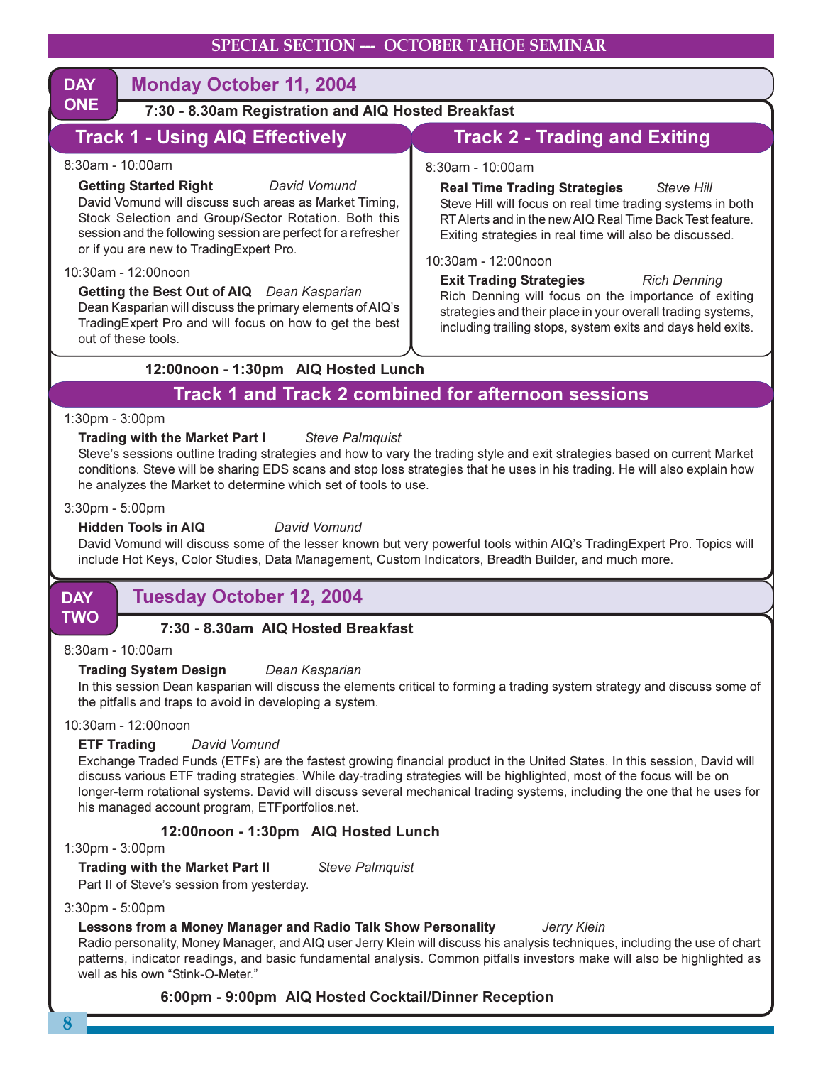# SPECIAL SECTION --- OCTOBER TAHOE SEMINAR

## DAY ONE — Monday October 11, 2004

**7:30 - 8.30am Registration and AIQ Hosted Breakfast**

### Track 1 - Using AIQ Effectively

8:30am - 10:00am

**Getting Started Right** *David Vomund*
David Vomund will discuss such areas as Market Timing, Stock Selection and Group/Sector Rotation. Both this session and the following session are perfect for a refresher or if you are new to TradingExpert Pro.

10:30am - 12:00noon

**Getting the Best Out of AIQ** *Dean Kasparian*
Dean Kasparian will discuss the primary elements of AIQ's TradingExpert Pro and will focus on how to get the best out of these tools.

### Track 2 - Trading and Exiting

8:30am - 10:00am

**Real Time Trading Strategies** *Steve Hill*
Steve Hill will focus on real time trading systems in both RT Alerts and in the new AIQ Real Time Back Test feature. Exiting strategies in real time will also be discussed.

10:30am - 12:00noon

**Exit Trading Strategies** *Rich Denning*
Rich Denning will focus on the importance of exiting strategies and their place in your overall trading systems, including trailing stops, system exits and days held exits.

**12:00noon - 1:30pm AIQ Hosted Lunch**

### Track 1 and Track 2 combined for afternoon sessions

1:30pm - 3:00pm

**Trading with the Market Part I** *Steve Palmquist*
Steve's sessions outline trading strategies and how to vary the trading style and exit strategies based on current Market conditions. Steve will be sharing EDS scans and stop loss strategies that he uses in his trading. He will also explain how he analyzes the Market to determine which set of tools to use.

3:30pm - 5:00pm

**Hidden Tools in AIQ** *David Vomund*
David Vomund will discuss some of the lesser known but very powerful tools within AIQ's TradingExpert Pro. Topics will include Hot Keys, Color Studies, Data Management, Custom Indicators, Breadth Builder, and much more.

## DAY TWO — Tuesday October 12, 2004

**7:30 - 8.30am AIQ Hosted Breakfast**

8:30am - 10:00am

**Trading System Design** *Dean Kasparian*
In this session Dean kasparian will discuss the elements critical to forming a trading system strategy and discuss some of the pitfalls and traps to avoid in developing a system.

10:30am - 12:00noon

**ETF Trading** *David Vomund*
Exchange Traded Funds (ETFs) are the fastest growing financial product in the United States. In this session, David will discuss various ETF trading strategies. While day-trading strategies will be highlighted, most of the focus will be on longer-term rotational systems. David will discuss several mechanical trading systems, including the one that he uses for his managed account program, ETFportfolios.net.

**12:00noon - 1:30pm AIQ Hosted Lunch**

1:30pm - 3:00pm

**Trading with the Market Part II** *Steve Palmquist*
Part II of Steve's session from yesterday.

3:30pm - 5:00pm

**Lessons from a Money Manager and Radio Talk Show Personality** *Jerry Klein*
Radio personality, Money Manager, and AIQ user Jerry Klein will discuss his analysis techniques, including the use of chart patterns, indicator readings, and basic fundamental analysis. Common pitfalls investors make will also be highlighted as well as his own "Stink-O-Meter."

**6:00pm - 9:00pm AIQ Hosted Cocktail/Dinner Reception**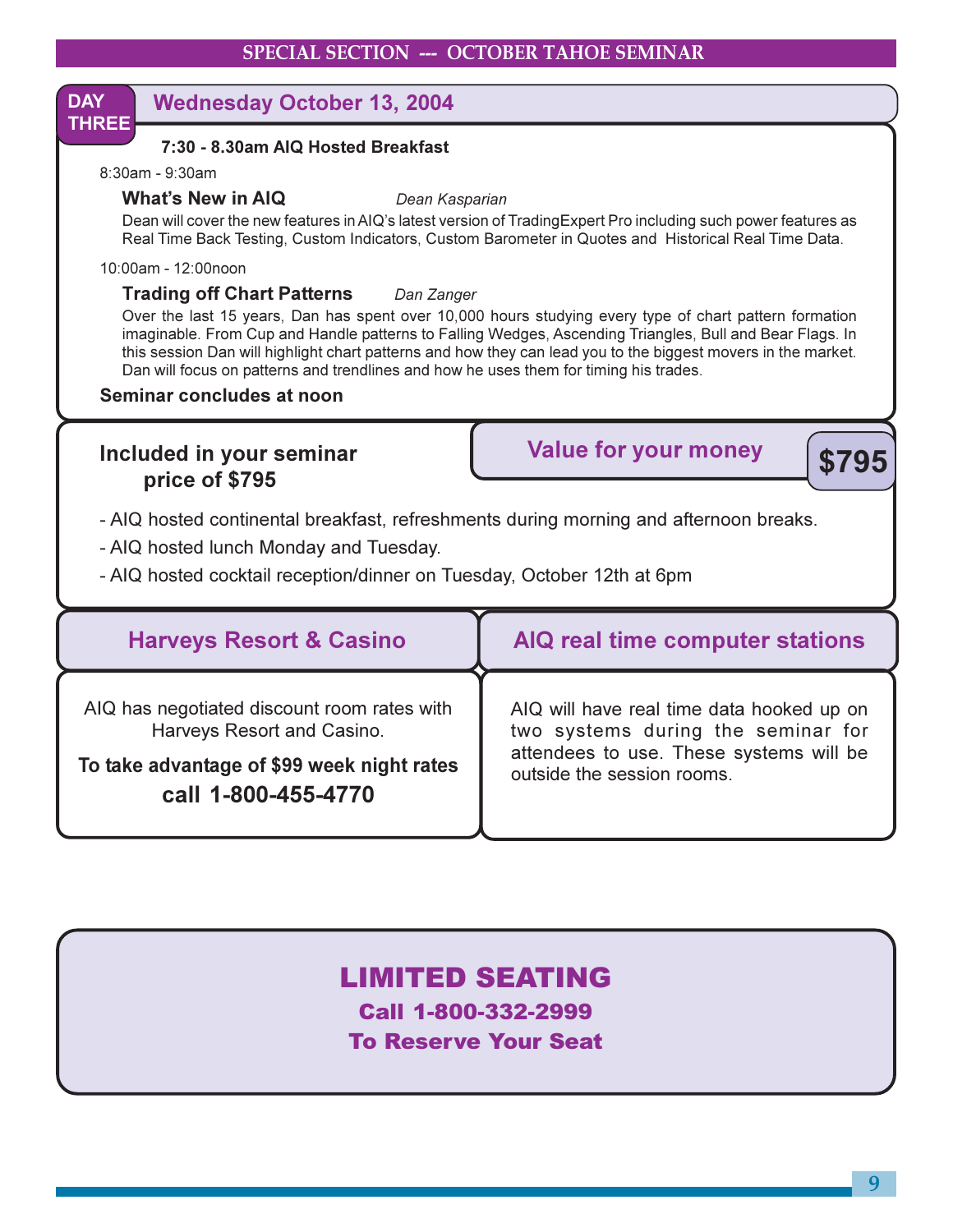## SPECIAL SECTION --- OCTOBER TAHOE SEMINAR

### DAY THREE — Wednesday October 13, 2004

**7:30 - 8.30am AIQ Hosted Breakfast**

8:30am - 9:30am

**What's New in AIQ** — *Dean Kasparian*

Dean will cover the new features in AIQ's latest version of TradingExpert Pro including such power features as Real Time Back Testing, Custom Indicators, Custom Barometer in Quotes and Historical Real Time Data.

10:00am - 12:00noon

**Trading off Chart Patterns** — *Dan Zanger*

Over the last 15 years, Dan has spent over 10,000 hours studying every type of chart pattern formation imaginable. From Cup and Handle patterns to Falling Wedges, Ascending Triangles, Bull and Bear Flags. In this session Dan will highlight chart patterns and how they can lead you to the biggest movers in the market. Dan will focus on patterns and trendlines and how he uses them for timing his trades.

**Seminar concludes at noon**

### Included in your seminar price of $795

**Value for your money** **$795**

- AIQ hosted continental breakfast, refreshments during morning and afternoon breaks.
- AIQ hosted lunch Monday and Tuesday.
- AIQ hosted cocktail reception/dinner on Tuesday, October 12th at 6pm

### Harveys Resort & Casino

AIQ has negotiated discount room rates with Harveys Resort and Casino.

**To take advantage of $99 week night rates call 1-800-455-4770**

### AIQ real time computer stations

AIQ will have real time data hooked up on two systems during the seminar for attendees to use. These systems will be outside the session rooms.

## LIMITED SEATING

**Call 1-800-332-2999**

**To Reserve Your Seat**